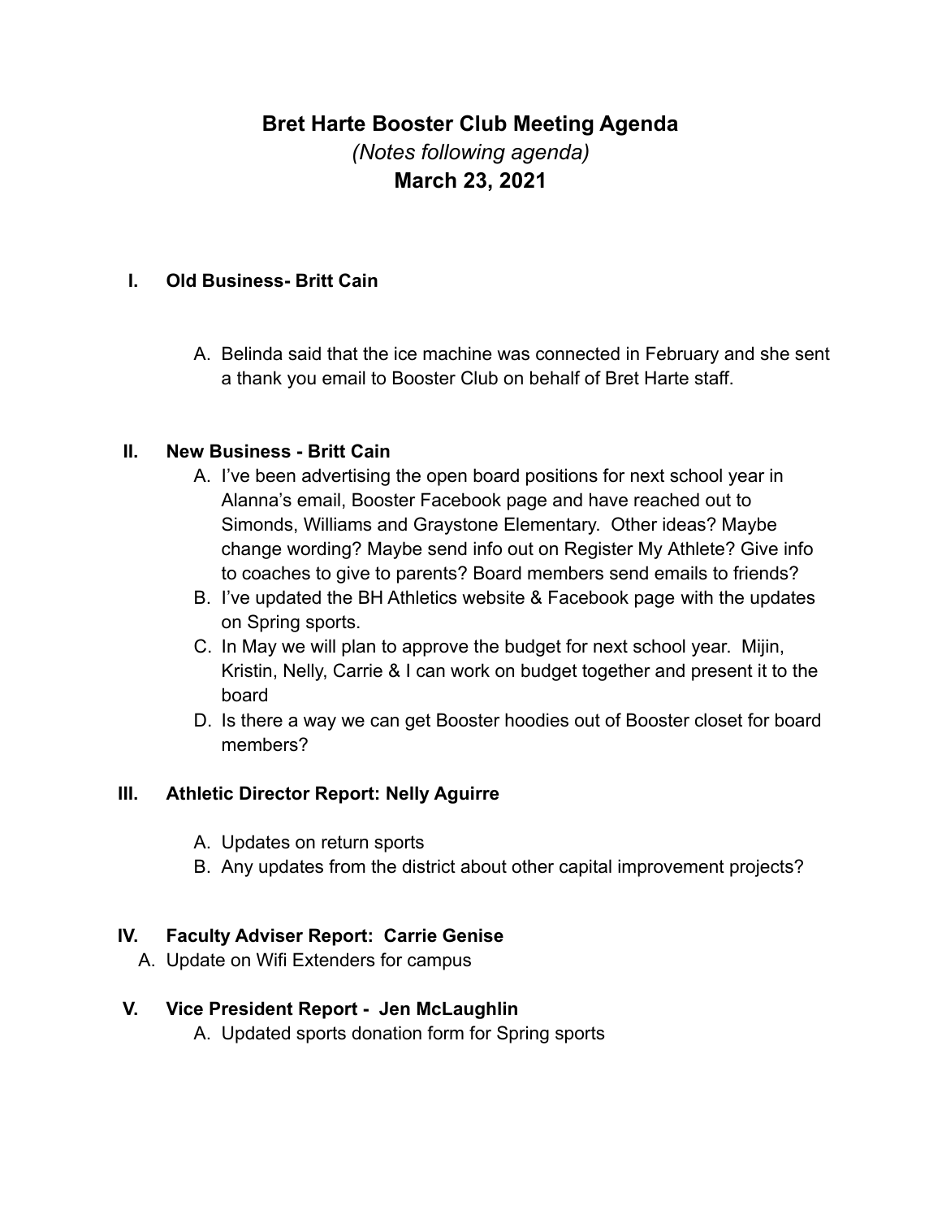# Bret Harte Booster Club Meeting Agenda

*(Notes following agenda)*

**March 23, 2021**

## I. Old Business- Britt Cain

A. Belinda said that the ice machine was connected in February and she sent a thank you email to Booster Club on behalf of Bret Harte staff.

## II. New Business - Britt Cain

A. I've been advertising the open board positions for next school year in Alanna's email, Booster Facebook page and have reached out to Simonds, Williams and Graystone Elementary. Other ideas? Maybe change wording? Maybe send info out on Register My Athlete? Give info to coaches to give to parents? Board members send emails to friends?

B. I've updated the BH Athletics website & Facebook page with the updates on Spring sports.

C. In May we will plan to approve the budget for next school year. Mijin, Kristin, Nelly, Carrie & I can work on budget together and present it to the board

D. Is there a way we can get Booster hoodies out of Booster closet for board members?

## III. Athletic Director Report: Nelly Aguirre

A. Updates on return sports

B. Any updates from the district about other capital improvement projects?

## IV. Faculty Adviser Report: Carrie Genise

A. Update on Wifi Extenders for campus

## V. Vice President Report - Jen McLaughlin

A. Updated sports donation form for Spring sports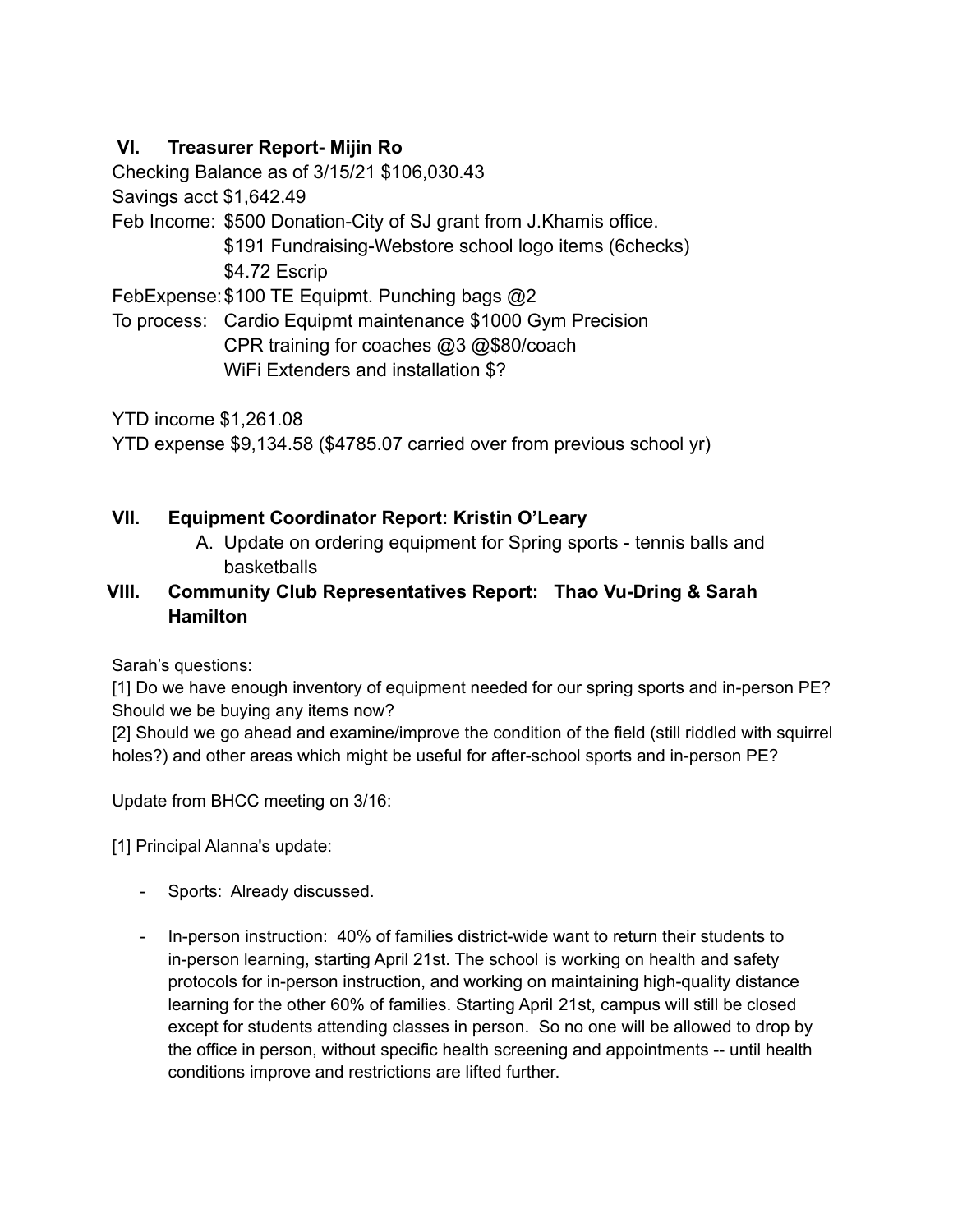## VI. Treasurer Report- Mijin Ro

Checking Balance as of 3/15/21 $106,030.43

Savings acct $1,642.49

Feb Income: $500 Donation-City of SJ grant from J.Khamis office.
$191 Fundraising-Webstore school logo items (6checks)
$4.72 Escrip

FebExpense: $100 TE Equipmt. Punching bags @2

To process: Cardio Equipmt maintenance $1000 Gym Precision
CPR training for coaches @3 @$80/coach
WiFi Extenders and installation $?

YTD income $1,261.08

YTD expense $9,134.58 ($4785.07 carried over from previous school yr)

## VII. Equipment Coordinator Report: Kristin O'Leary

A. Update on ordering equipment for Spring sports - tennis balls and basketballs

## VIII. Community Club Representatives Report: Thao Vu-Dring & Sarah Hamilton

Sarah's questions:

[1] Do we have enough inventory of equipment needed for our spring sports and in-person PE? Should we be buying any items now?

[2] Should we go ahead and examine/improve the condition of the field (still riddled with squirrel holes?) and other areas which might be useful for after-school sports and in-person PE?

Update from BHCC meeting on 3/16:

[1] Principal Alanna's update:

- Sports: Already discussed.
- In-person instruction: 40% of families district-wide want to return their students to in-person learning, starting April 21st. The school is working on health and safety protocols for in-person instruction, and working on maintaining high-quality distance learning for the other 60% of families. Starting April 21st, campus will still be closed except for students attending classes in person. So no one will be allowed to drop by the office in person, without specific health screening and appointments -- until health conditions improve and restrictions are lifted further.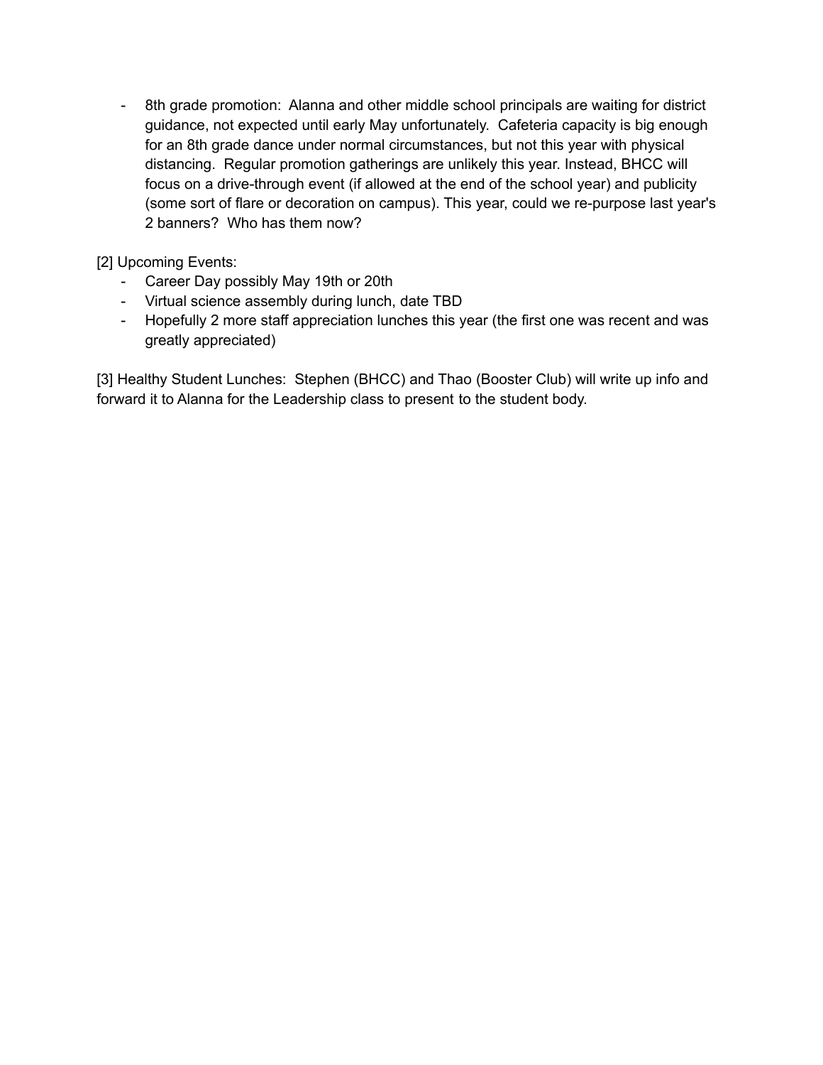- 8th grade promotion: Alanna and other middle school principals are waiting for district guidance, not expected until early May unfortunately. Cafeteria capacity is big enough for an 8th grade dance under normal circumstances, but not this year with physical distancing. Regular promotion gatherings are unlikely this year. Instead, BHCC will focus on a drive-through event (if allowed at the end of the school year) and publicity (some sort of flare or decoration on campus). This year, could we re-purpose last year's 2 banners? Who has them now?

[2] Upcoming Events:

- Career Day possibly May 19th or 20th
- Virtual science assembly during lunch, date TBD
- Hopefully 2 more staff appreciation lunches this year (the first one was recent and was greatly appreciated)

[3] Healthy Student Lunches: Stephen (BHCC) and Thao (Booster Club) will write up info and forward it to Alanna for the Leadership class to present to the student body.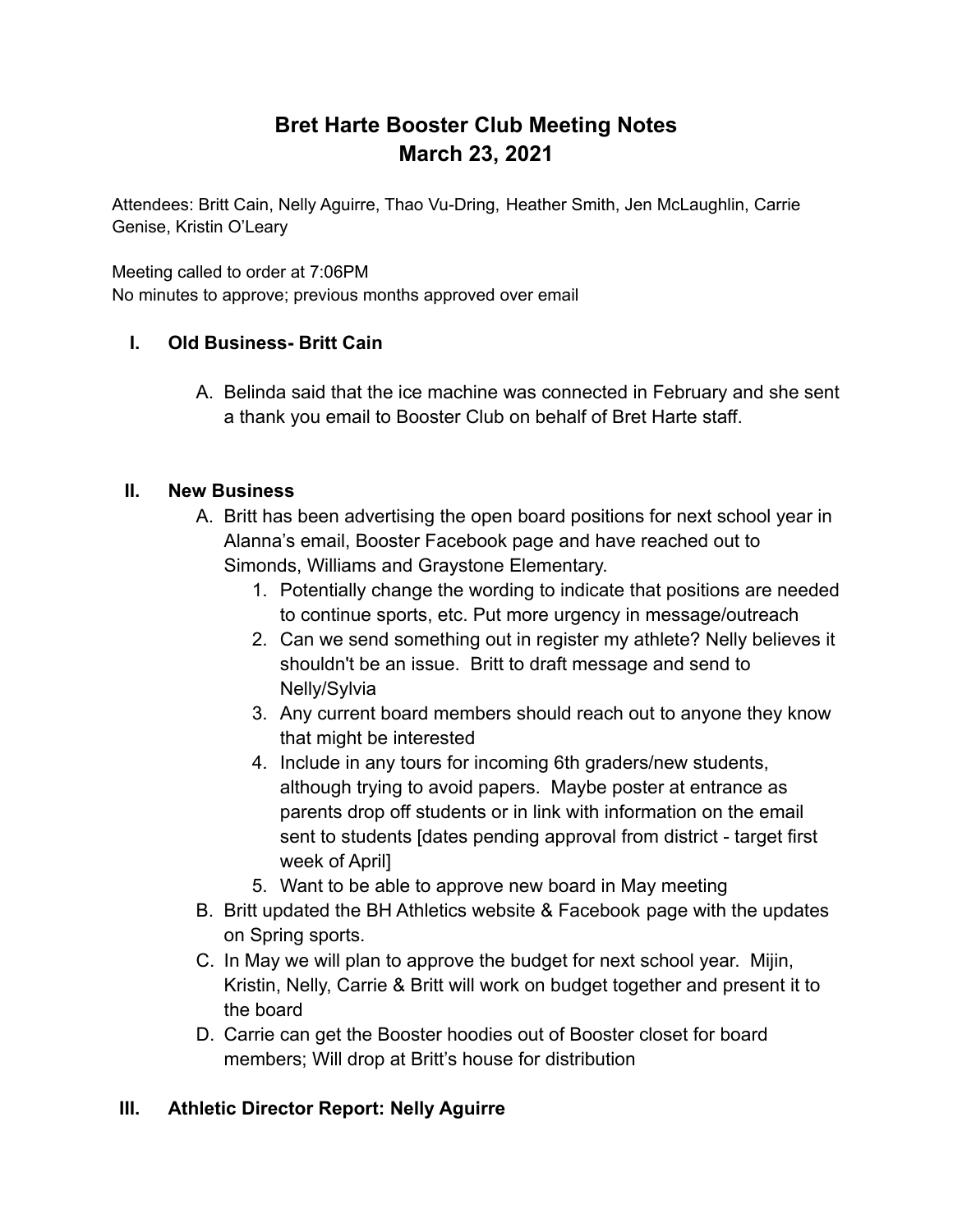# Bret Harte Booster Club Meeting Notes
# March 23, 2021

Attendees: Britt Cain, Nelly Aguirre, Thao Vu-Dring, Heather Smith, Jen McLaughlin, Carrie Genise, Kristin O'Leary

Meeting called to order at 7:06PM
No minutes to approve; previous months approved over email

## I. Old Business- Britt Cain

A. Belinda said that the ice machine was connected in February and she sent a thank you email to Booster Club on behalf of Bret Harte staff.

## II. New Business

A. Britt has been advertising the open board positions for next school year in Alanna's email, Booster Facebook page and have reached out to Simonds, Williams and Graystone Elementary.
   1. Potentially change the wording to indicate that positions are needed to continue sports, etc. Put more urgency in message/outreach
   2. Can we send something out in register my athlete? Nelly believes it shouldn't be an issue. Britt to draft message and send to Nelly/Sylvia
   3. Any current board members should reach out to anyone they know that might be interested
   4. Include in any tours for incoming 6th graders/new students, although trying to avoid papers. Maybe poster at entrance as parents drop off students or in link with information on the email sent to students [dates pending approval from district - target first week of April]
   5. Want to be able to approve new board in May meeting

B. Britt updated the BH Athletics website & Facebook page with the updates on Spring sports.

C. In May we will plan to approve the budget for next school year. Mijin, Kristin, Nelly, Carrie & Britt will work on budget together and present it to the board

D. Carrie can get the Booster hoodies out of Booster closet for board members; Will drop at Britt's house for distribution

## III. Athletic Director Report: Nelly Aguirre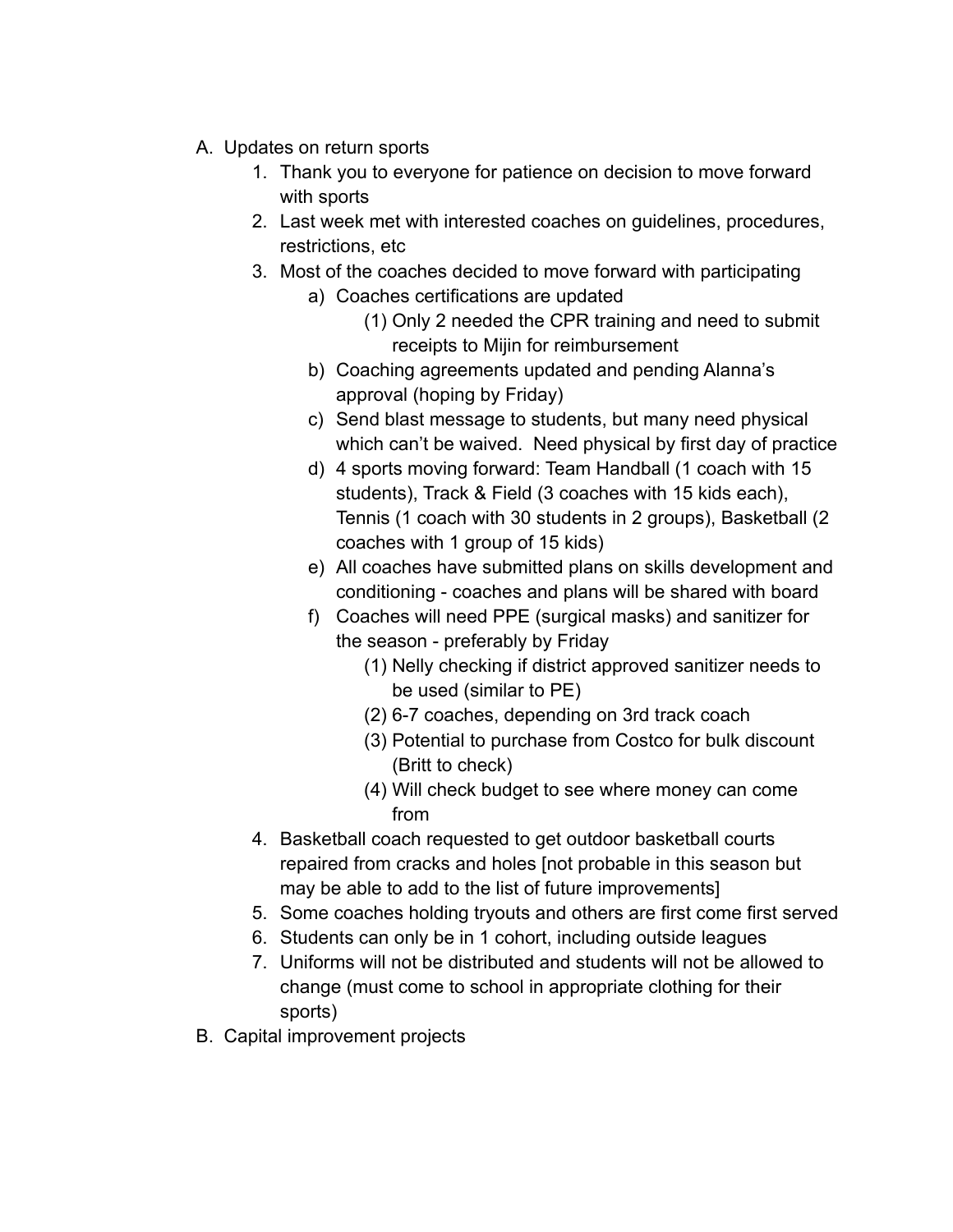A. Updates on return sports
    1. Thank you to everyone for patience on decision to move forward with sports
    2. Last week met with interested coaches on guidelines, procedures, restrictions, etc
    3. Most of the coaches decided to move forward with participating
        a) Coaches certifications are updated
            (1) Only 2 needed the CPR training and need to submit receipts to Mijin for reimbursement
        b) Coaching agreements updated and pending Alanna's approval (hoping by Friday)
        c) Send blast message to students, but many need physical which can't be waived.  Need physical by first day of practice
        d) 4 sports moving forward: Team Handball (1 coach with 15 students), Track & Field (3 coaches with 15 kids each), Tennis (1 coach with 30 students in 2 groups), Basketball (2 coaches with 1 group of 15 kids)
        e) All coaches have submitted plans on skills development and conditioning - coaches and plans will be shared with board
        f) Coaches will need PPE (surgical masks) and sanitizer for the season - preferably by Friday
            (1) Nelly checking if district approved sanitizer needs to be used (similar to PE)
            (2) 6-7 coaches, depending on 3rd track coach
            (3) Potential to purchase from Costco for bulk discount (Britt to check)
            (4) Will check budget to see where money can come from
    4. Basketball coach requested to get outdoor basketball courts repaired from cracks and holes [not probable in this season but may be able to add to the list of future improvements]
    5. Some coaches holding tryouts and others are first come first served
    6. Students can only be in 1 cohort, including outside leagues
    7. Uniforms will not be distributed and students will not be allowed to change (must come to school in appropriate clothing for their sports)

B. Capital improvement projects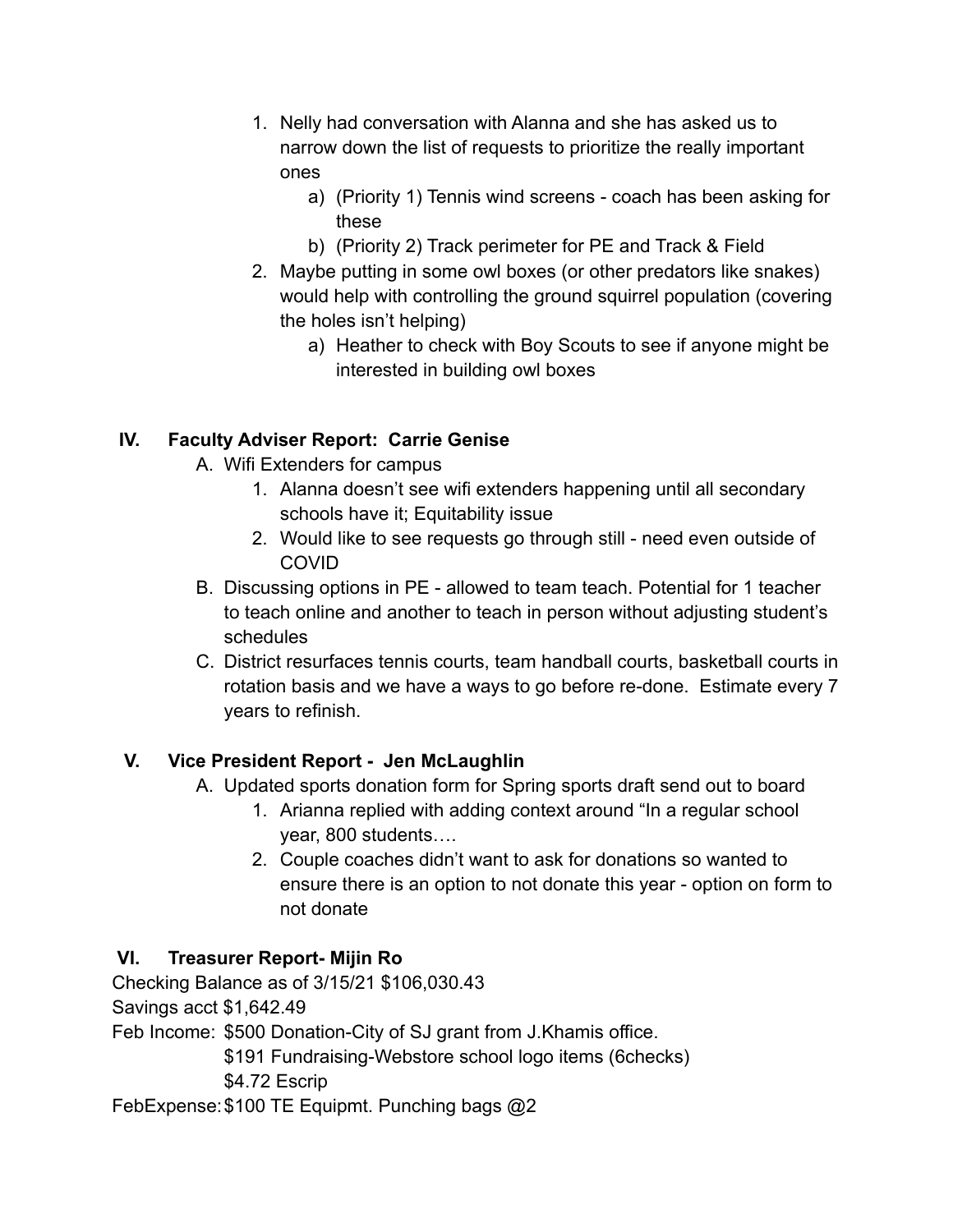1. Nelly had conversation with Alanna and she has asked us to narrow down the list of requests to prioritize the really important ones
   a) (Priority 1) Tennis wind screens - coach has been asking for these
   b) (Priority 2) Track perimeter for PE and Track & Field
2. Maybe putting in some owl boxes (or other predators like snakes) would help with controlling the ground squirrel population (covering the holes isn't helping)
   a) Heather to check with Boy Scouts to see if anyone might be interested in building owl boxes

## IV. Faculty Adviser Report: Carrie Genise

A. Wifi Extenders for campus
   1. Alanna doesn't see wifi extenders happening until all secondary schools have it; Equitability issue
   2. Would like to see requests go through still - need even outside of COVID

B. Discussing options in PE - allowed to team teach. Potential for 1 teacher to teach online and another to teach in person without adjusting student's schedules

C. District resurfaces tennis courts, team handball courts, basketball courts in rotation basis and we have a ways to go before re-done. Estimate every 7 years to refinish.

## V. Vice President Report - Jen McLaughlin

A. Updated sports donation form for Spring sports draft send out to board
   1. Arianna replied with adding context around "In a regular school year, 800 students….
   2. Couple coaches didn't want to ask for donations so wanted to ensure there is an option to not donate this year - option on form to not donate

## VI. Treasurer Report- Mijin Ro

Checking Balance as of 3/15/21 $106,030.43
Savings acct $1,642.49
Feb Income: $500 Donation-City of SJ grant from J.Khamis office.
$191 Fundraising-Webstore school logo items (6checks)
$4.72 Escrip
FebExpense: $100 TE Equipmt. Punching bags @2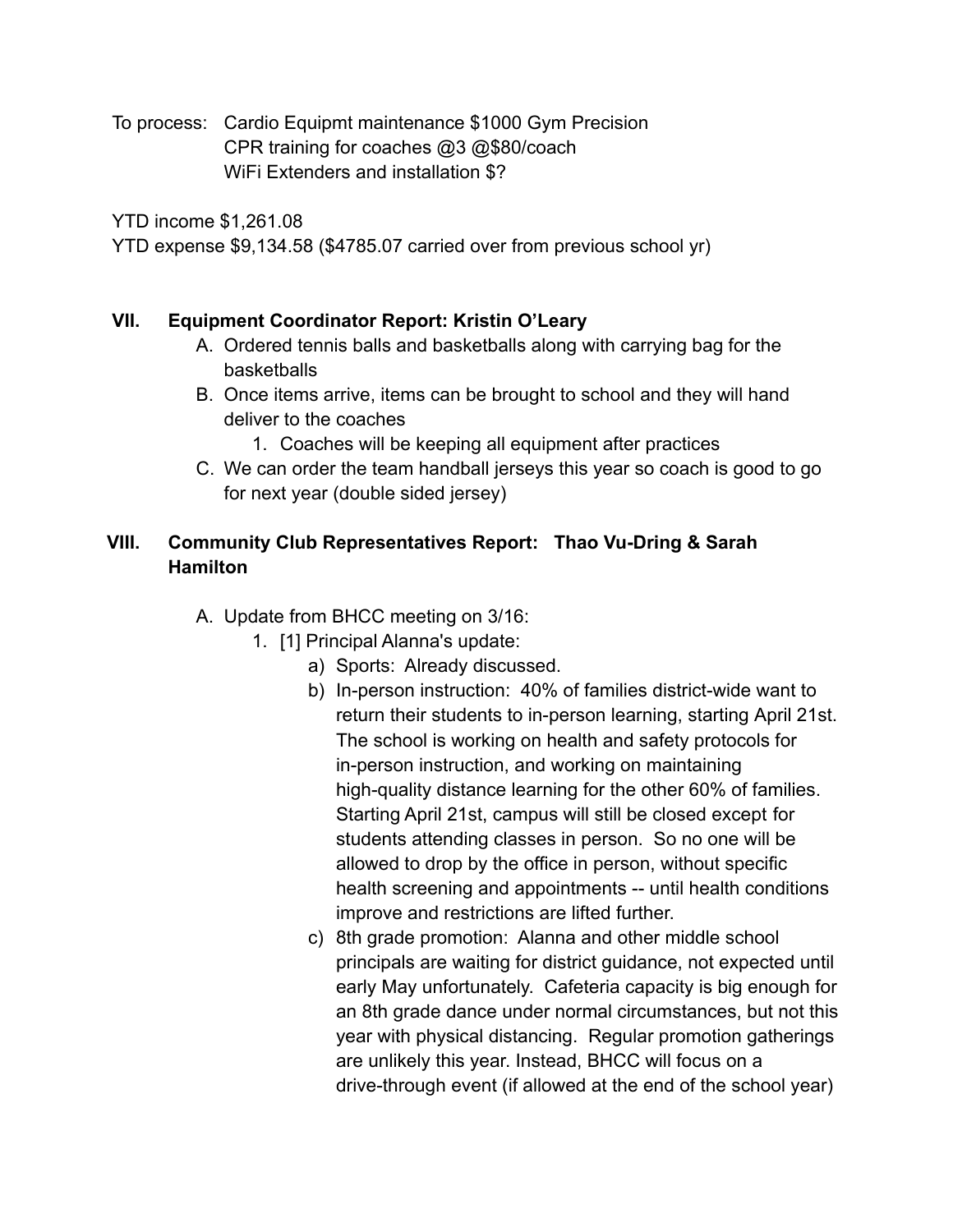To process: Cardio Equipmt maintenance $1000 Gym Precision
CPR training for coaches @3 @$80/coach
WiFi Extenders and installation $?

YTD income $1,261.08
YTD expense $9,134.58 ($4785.07 carried over from previous school yr)

## VII. Equipment Coordinator Report: Kristin O'Leary

A. Ordered tennis balls and basketballs along with carrying bag for the basketballs
B. Once items arrive, items can be brought to school and they will hand deliver to the coaches
    1. Coaches will be keeping all equipment after practices
C. We can order the team handball jerseys this year so coach is good to go for next year (double sided jersey)

## VIII. Community Club Representatives Report: Thao Vu-Dring & Sarah Hamilton

A. Update from BHCC meeting on 3/16:
    1. [1] Principal Alanna's update:
        a) Sports: Already discussed.
        b) In-person instruction: 40% of families district-wide want to return their students to in-person learning, starting April 21st. The school is working on health and safety protocols for in-person instruction, and working on maintaining high-quality distance learning for the other 60% of families. Starting April 21st, campus will still be closed except for students attending classes in person. So no one will be allowed to drop by the office in person, without specific health screening and appointments -- until health conditions improve and restrictions are lifted further.
        c) 8th grade promotion: Alanna and other middle school principals are waiting for district guidance, not expected until early May unfortunately. Cafeteria capacity is big enough for an 8th grade dance under normal circumstances, but not this year with physical distancing. Regular promotion gatherings are unlikely this year. Instead, BHCC will focus on a drive-through event (if allowed at the end of the school year)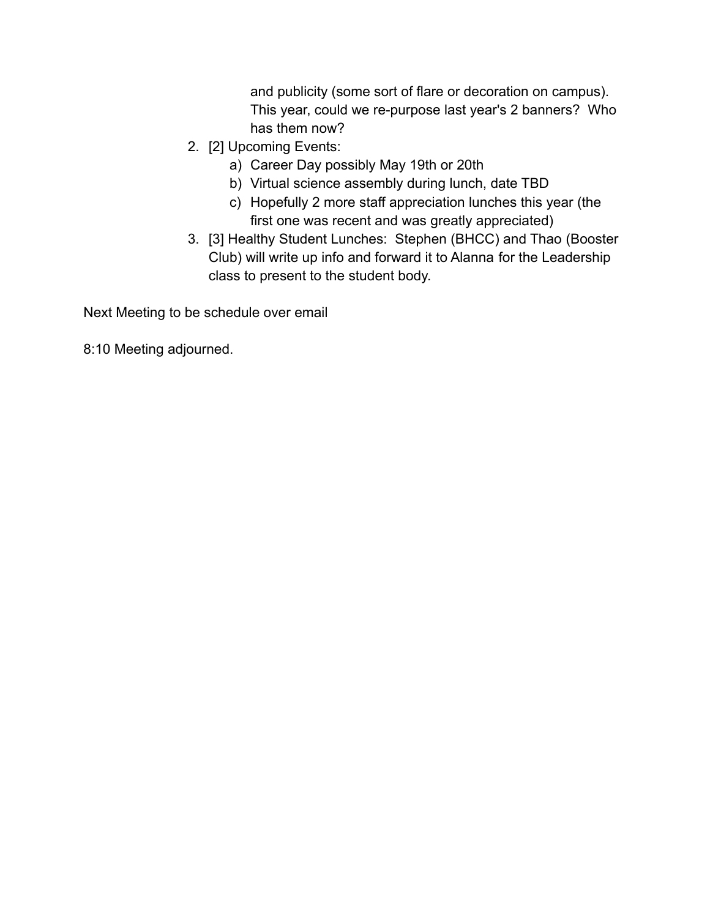and publicity (some sort of flare or decoration on campus). This year, could we re-purpose last year's 2 banners? Who has them now?

2. [2] Upcoming Events:
   a) Career Day possibly May 19th or 20th
   b) Virtual science assembly during lunch, date TBD
   c) Hopefully 2 more staff appreciation lunches this year (the first one was recent and was greatly appreciated)
3. [3] Healthy Student Lunches: Stephen (BHCC) and Thao (Booster Club) will write up info and forward it to Alanna for the Leadership class to present to the student body.

Next Meeting to be schedule over email

8:10 Meeting adjourned.